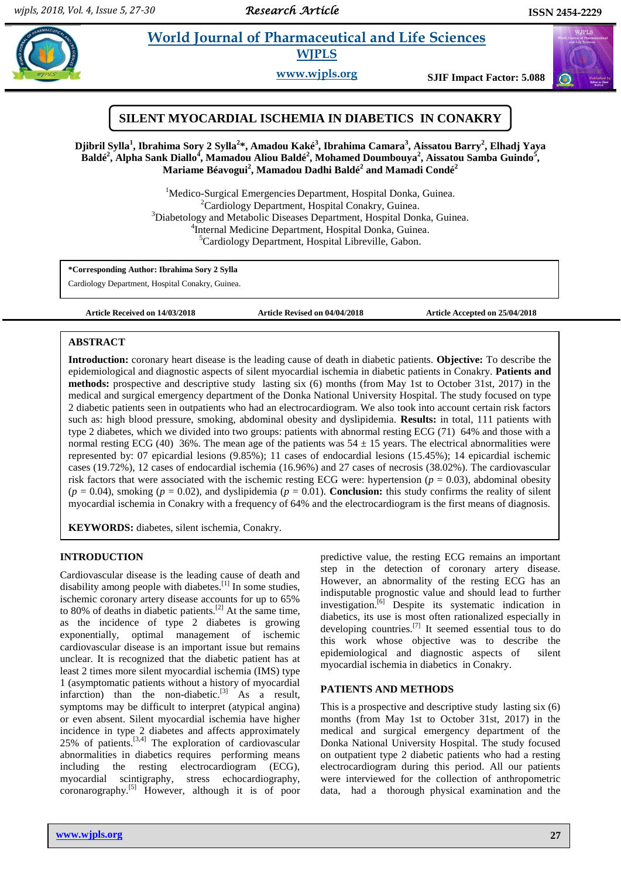# SILENT MYOCARDIAL ISCHEMIA IN DIABETICS IN CONAKRY

**Djibril Sylla[1], Ibrahima Sory 2 Sylla[2]*, Amadou Kaké[3], Ibrahima Camara[3], Aissatou Barry[2], Elhadj Yaya Baldé[2], Alpha Sank Diallo[4], Mamadou Aliou Baldé[2], Mohamed Doumbouya[2], Aissatou Samba Guindo[5], Mariame Béavogui[2], Mamadou Dadhi Baldé[2] and Mamadi Condé[2]**

[1]Medico-Surgical Emergencies Department, Hospital Donka, Guinea.
[2]Cardiology Department, Hospital Conakry, Guinea.
[3]Diabetology and Metabolic Diseases Department, Hospital Donka, Guinea.
[4]Internal Medicine Department, Hospital Donka, Guinea.
[5]Cardiology Department, Hospital Libreville, Gabon.

**\*Corresponding Author: Ibrahima Sory 2 Sylla**
Cardiology Department, Hospital Conakry, Guinea.

**Article Received on 14/03/2018** **Article Revised on 04/04/2018** **Article Accepted on 25/04/2018**

## ABSTRACT

**Introduction:** coronary heart disease is the leading cause of death in diabetic patients. **Objective:** To describe the epidemiological and diagnostic aspects of silent myocardial ischemia in diabetic patients in Conakry. **Patients and methods:** prospective and descriptive study lasting six (6) months (from May 1st to October 31st, 2017) in the medical and surgical emergency department of the Donka National University Hospital. The study focused on type 2 diabetic patients seen in outpatients who had an electrocardiogram. We also took into account certain risk factors such as: high blood pressure, smoking, abdominal obesity and dyslipidemia. **Results:** in total, 111 patients with type 2 diabetes, which we divided into two groups: patients with abnormal resting ECG (71) 64% and those with a normal resting ECG (40) 36%. The mean age of the patients was 54 ± 15 years. The electrical abnormalities were represented by: 07 epicardial lesions (9.85%); 11 cases of endocardial lesions (15.45%); 14 epicardial ischemic cases (19.72%), 12 cases of endocardial ischemia (16.96%) and 27 cases of necrosis (38.02%). The cardiovascular risk factors that were associated with the ischemic resting ECG were: hypertension ($p = 0.03$), abdominal obesity ($p = 0.04$), smoking ($p = 0.02$), and dyslipidemia ($p = 0.01$). **Conclusion:** this study confirms the reality of silent myocardial ischemia in Conakry with a frequency of 64% and the electrocardiogram is the first means of diagnosis.

**KEYWORDS:** diabetes, silent ischemia, Conakry.

## INTRODUCTION

Cardiovascular disease is the leading cause of death and disability among people with diabetes.[1] In some studies, ischemic coronary artery disease accounts for up to 65% to 80% of deaths in diabetic patients.[2] At the same time, as the incidence of type 2 diabetes is growing exponentially, optimal management of ischemic cardiovascular disease is an important issue but remains unclear. It is recognized that the diabetic patient has at least 2 times more silent myocardial ischemia (IMS) type 1 (asymptomatic patients without a history of myocardial infarction) than the non-diabetic.[3] As a result, symptoms may be difficult to interpret (atypical angina) or even absent. Silent myocardial ischemia have higher incidence in type 2 diabetes and affects approximately 25% of patients.[3,4] The exploration of cardiovascular abnormalities in diabetics requires performing means including the resting electrocardiogram (ECG), myocardial scintigraphy, stress echocardiography, coronarography.[5] However, although it is of poor predictive value, the resting ECG remains an important step in the detection of coronary artery disease. However, an abnormality of the resting ECG has an indisputable prognostic value and should lead to further investigation.[6] Despite its systematic indication in diabetics, its use is most often rationalized especially in developing countries.[7] It seemed essential tous to do this work whose objective was to describe the epidemiological and diagnostic aspects of silent myocardial ischemia in diabetics in Conakry.

## PATIENTS AND METHODS

This is a prospective and descriptive study lasting six (6) months (from May 1st to October 31st, 2017) in the medical and surgical emergency department of the Donka National University Hospital. The study focused on outpatient type 2 diabetic patients who had a resting electrocardiogram during this period. All our patients were interviewed for the collection of anthropometric data, had a thorough physical examination and the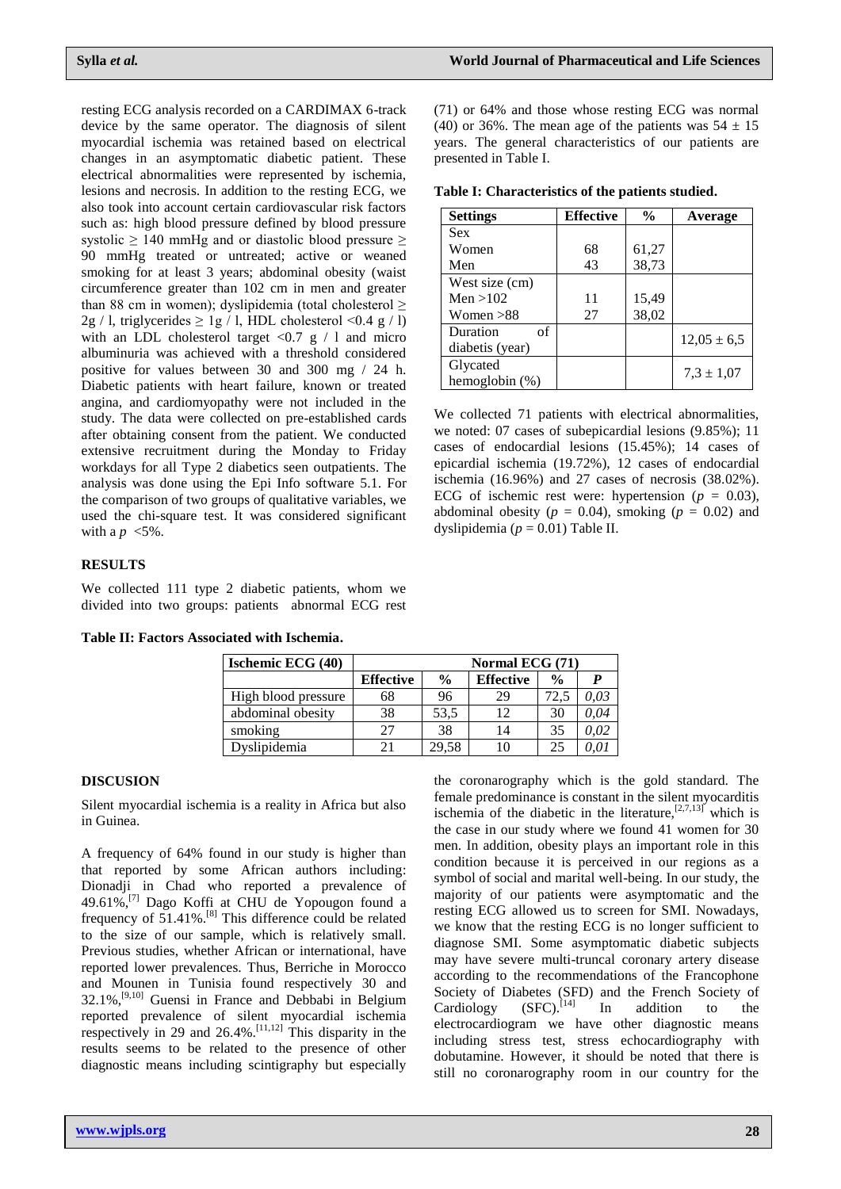resting ECG analysis recorded on a CARDIMAX 6-track device by the same operator. The diagnosis of silent myocardial ischemia was retained based on electrical changes in an asymptomatic diabetic patient. These electrical abnormalities were represented by ischemia, lesions and necrosis. In addition to the resting ECG, we also took into account certain cardiovascular risk factors such as: high blood pressure defined by blood pressure systolic ≥ 140 mmHg and or diastolic blood pressure ≥ 90 mmHg treated or untreated; active or weaned smoking for at least 3 years; abdominal obesity (waist circumference greater than 102 cm in men and greater than 88 cm in women); dyslipidemia (total cholesterol ≥ 2g / l, triglycerides ≥ 1g / l, HDL cholesterol <0.4 g / l) with an LDL cholesterol target <0.7 g / l and micro albuminuria was achieved with a threshold considered positive for values between 30 and 300 mg / 24 h. Diabetic patients with heart failure, known or treated angina, and cardiomyopathy were not included in the study. The data were collected on pre-established cards after obtaining consent from the patient. We conducted extensive recruitment during the Monday to Friday workdays for all Type 2 diabetics seen outpatients. The analysis was done using the Epi Info software 5.1. For the comparison of two groups of qualitative variables, we used the chi-square test. It was considered significant with a $p$ <5%.

## RESULTS

We collected 111 type 2 diabetic patients, whom we divided into two groups: patients abnormal ECG rest (71) or 64% and those whose resting ECG was normal (40) or 36%. The mean age of the patients was 54 ± 15 years. The general characteristics of our patients are presented in Table I.

**Table I: Characteristics of the patients studied.**

| Settings | Effective | % | Average |
|---|---|---|---|
| Sex | | | |
| Women | 68 | 61,27 | |
| Men | 43 | 38,73 | |
| West size (cm) | | | |
| Men >102 | 11 | 15,49 | |
| Women >88 | 27 | 38,02 | |
| Duration of diabetis (year) | | | 12,05 ± 6,5 |
| Glycated hemoglobin (%) | | | 7,3 ± 1,07 |

We collected 71 patients with electrical abnormalities, we noted: 07 cases of subepicardial lesions (9.85%); 11 cases of endocardial lesions (15.45%); 14 cases of epicardial ischemia (19.72%), 12 cases of endocardial ischemia (16.96%) and 27 cases of necrosis (38.02%). ECG of ischemic rest were: hypertension ($p$ = 0.03), abdominal obesity ($p$ = 0.04), smoking ($p$ = 0.02) and dyslipidemia ($p$ = 0.01) Table II.

**Table II: Factors Associated with Ischemia.**

| Ischemic ECG (40) | Normal ECG (71) | | | | |
|---|---|---|---|---|---|
| | Effective | % | Effective | % | *P* |
| High blood pressure | 68 | 96 | 29 | 72,5 | *0,03* |
| abdominal obesity | 38 | 53,5 | 12 | 30 | *0,04* |
| smoking | 27 | 38 | 14 | 35 | *0,02* |
| Dyslipidemia | 21 | 29,58 | 10 | 25 | *0,01* |

## DISCUSION

Silent myocardial ischemia is a reality in Africa but also in Guinea.

A frequency of 64% found in our study is higher than that reported by some African authors including: Dionadji in Chad who reported a prevalence of 49.61%,[7] Dago Koffi at CHU de Yopougon found a frequency of 51.41%.[8] This difference could be related to the size of our sample, which is relatively small. Previous studies, whether African or international, have reported lower prevalences. Thus, Berriche in Morocco and Mounen in Tunisia found respectively 30 and 32.1%,[9,10] Guensi in France and Debbabi in Belgium reported prevalence of silent myocardial ischemia respectively in 29 and 26.4%.[11,12] This disparity in the results seems to be related to the presence of other diagnostic means including scintigraphy but especially the coronarography which is the gold standard. The female predominance is constant in the silent myocarditis ischemia of the diabetic in the literature,[2,7,13] which is the case in our study where we found 41 women for 30 men. In addition, obesity plays an important role in this condition because it is perceived in our regions as a symbol of social and marital well-being. In our study, the majority of our patients were asymptomatic and the resting ECG allowed us to screen for SMI. Nowadays, we know that the resting ECG is no longer sufficient to diagnose SMI. Some asymptomatic diabetic subjects may have severe multi-truncal coronary artery disease according to the recommendations of the Francophone Society of Diabetes (SFD) and the French Society of Cardiology (SFC).[14] In addition to the electrocardiogram we have other diagnostic means including stress test, stress echocardiography with dobutamine. However, it should be noted that there is still no coronarography room in our country for the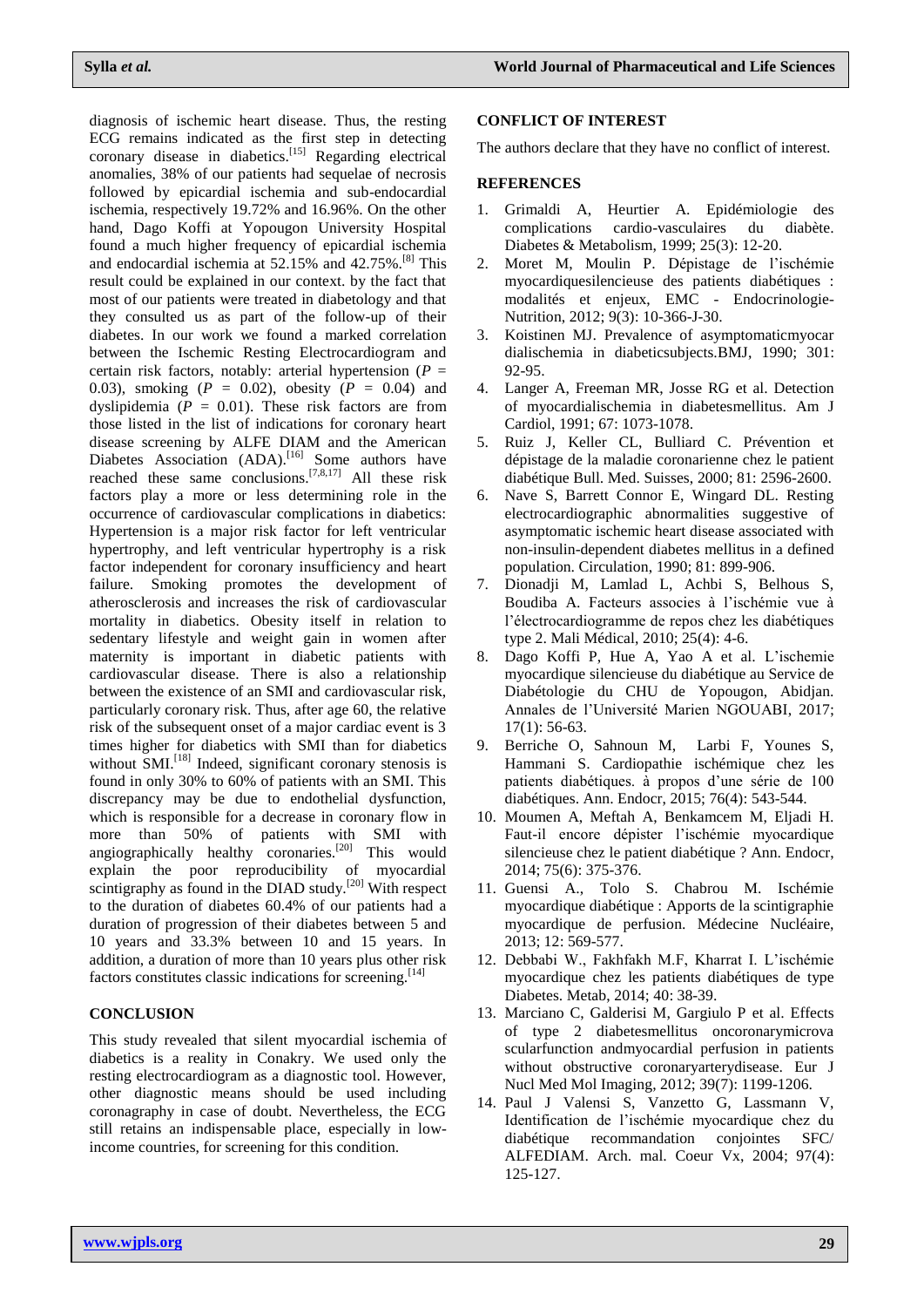diagnosis of ischemic heart disease. Thus, the resting ECG remains indicated as the first step in detecting coronary disease in diabetics.[15] Regarding electrical anomalies, 38% of our patients had sequelae of necrosis followed by epicardial ischemia and sub-endocardial ischemia, respectively 19.72% and 16.96%. On the other hand, Dago Koffi at Yopougon University Hospital found a much higher frequency of epicardial ischemia and endocardial ischemia at 52.15% and 42.75%.[8] This result could be explained in our context. by the fact that most of our patients were treated in diabetology and that they consulted us as part of the follow-up of their diabetes. In our work we found a marked correlation between the Ischemic Resting Electrocardiogram and certain risk factors, notably: arterial hypertension ($P$ = 0.03), smoking ($P$ = 0.02), obesity ($P$ = 0.04) and dyslipidemia ($P$ = 0.01). These risk factors are from those listed in the list of indications for coronary heart disease screening by ALFE DIAM and the American Diabetes Association (ADA).[16] Some authors have reached these same conclusions.[7,8,17] All these risk factors play a more or less determining role in the occurrence of cardiovascular complications in diabetics: Hypertension is a major risk factor for left ventricular hypertrophy, and left ventricular hypertrophy is a risk factor independent for coronary insufficiency and heart failure. Smoking promotes the development of atherosclerosis and increases the risk of cardiovascular mortality in diabetics. Obesity itself in relation to sedentary lifestyle and weight gain in women after maternity is important in diabetic patients with cardiovascular disease. There is also a relationship between the existence of an SMI and cardiovascular risk, particularly coronary risk. Thus, after age 60, the relative risk of the subsequent onset of a major cardiac event is 3 times higher for diabetics with SMI than for diabetics without SMI.[18] Indeed, significant coronary stenosis is found in only 30% to 60% of patients with an SMI. This discrepancy may be due to endothelial dysfunction, which is responsible for a decrease in coronary flow in more than 50% of patients with SMI with angiographically healthy coronaries.[20] This would explain the poor reproducibility of myocardial scintigraphy as found in the DIAD study.[20] With respect to the duration of diabetes 60.4% of our patients had a duration of progression of their diabetes between 5 and 10 years and 33.3% between 10 and 15 years. In addition, a duration of more than 10 years plus other risk factors constitutes classic indications for screening.[14]

## CONCLUSION

This study revealed that silent myocardial ischemia of diabetics is a reality in Conakry. We used only the resting electrocardiogram as a diagnostic tool. However, other diagnostic means should be used including coronagraphy in case of doubt. Nevertheless, the ECG still retains an indispensable place, especially in low-income countries, for screening for this condition.

## CONFLICT OF INTEREST

The authors declare that they have no conflict of interest.

## REFERENCES

1. Grimaldi A, Heurtier A. Epidémiologie des complications cardio-vasculaires du diabète. Diabetes & Metabolism, 1999; 25(3): 12-20.
2. Moret M, Moulin P. Dépistage de l'ischémie myocardiquesilencieuse des patients diabétiques : modalités et enjeux, EMC - Endocrinologie-Nutrition, 2012; 9(3): 10-366-J-30.
3. Koistinen MJ. Prevalence of asymptomaticmyocar dialischemia in diabeticsubjects.BMJ, 1990; 301: 92-95.
4. Langer A, Freeman MR, Josse RG et al. Detection of myocardialischemia in diabetesmellitus. Am J Cardiol, 1991; 67: 1073-1078.
5. Ruiz J, Keller CL, Bulliard C. Prévention et dépistage de la maladie coronarienne chez le patient diabétique Bull. Med. Suisses, 2000; 81: 2596-2600.
6. Nave S, Barrett Connor E, Wingard DL. Resting electrocardiographic abnormalities suggestive of asymptomatic ischemic heart disease associated with non-insulin-dependent diabetes mellitus in a defined population. Circulation, 1990; 81: 899-906.
7. Dionadji M, Lamlad L, Achbi S, Belhous S, Boudiba A. Facteurs associés à l'ischémie vue à l'électrocardiogramme de repos chez les diabétiques type 2. Mali Médical, 2010; 25(4): 4-6.
8. Dago Koffi P, Hue A, Yao A et al. L'ischemie myocardique silencieuse du diabétique au Service de Diabétologie du CHU de Yopougon, Abidjan. Annales de l'Université Marien NGOUABI, 2017; 17(1): 56-63.
9. Berriche O, Sahnoun M, Larbi F, Younes S, Hammani S. Cardiopathie ischémique chez les patients diabétiques. à propos d'une série de 100 diabétiques. Ann. Endocr, 2015; 76(4): 543-544.
10. Moumen A, Meftah A, Benkamcem M, Eljadi H. Faut-il encore dépister l'ischémie myocardique silencieuse chez le patient diabétique ? Ann. Endocr, 2014; 75(6): 375-376.
11. Guensi A., Tolo S. Chabrou M. Ischémie myocardique diabétique : Apports de la scintigraphie myocardique de perfusion. Médecine Nucléaire, 2013; 12: 569-577.
12. Debbabi W., Fakhfakh M.F, Kharrat I. L'ischémie myocardique chez les patients diabétiques de type Diabetes. Metab, 2014; 40: 38-39.
13. Marciano C, Galderisi M, Gargiulo P et al. Effects of type 2 diabetesmellitus oncoronarymicrova scularfunction andmyocardial perfusion in patients without obstructive coronaryarterydisease. Eur J Nucl Med Mol Imaging, 2012; 39(7): 1199-1206.
14. Paul J Valensi S, Vanzetto G, Lassmann V, Identification de l'ischémie myocardique chez du diabétique recommandation conjointes SFC/ ALFEDIAM. Arch. mal. Coeur Vx, 2004; 97(4): 125-127.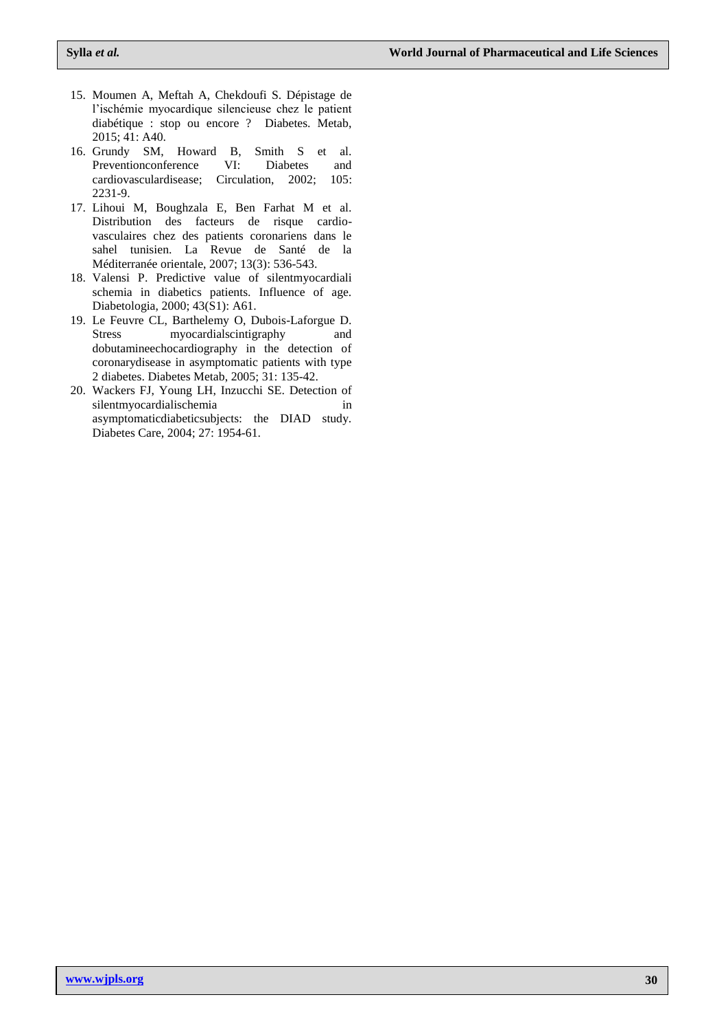15. Moumen A, Meftah A, Chekdoufi S. Dépistage de l'ischémie myocardique silencieuse chez le patient diabétique : stop ou encore ? Diabetes. Metab, 2015; 41: A40.
16. Grundy SM, Howard B, Smith S et al. Preventionconference VI: Diabetes and cardiovasculardisease; Circulation, 2002; 105: 2231-9.
17. Lihoui M, Boughzala E, Ben Farhat M et al. Distribution des facteurs de risque cardio-vasculaires chez des patients coronariens dans le sahel tunisien. La Revue de Santé de la Méditerranée orientale, 2007; 13(3): 536-543.
18. Valensi P. Predictive value of silentmyocardiali schemia in diabetics patients. Influence of age. Diabetologia, 2000; 43(S1): A61.
19. Le Feuvre CL, Barthelemy O, Dubois-Laforgue D. Stress myocardialscintigraphy and dobutamineechocardiography in the detection of coronarydisease in asymptomatic patients with type 2 diabetes. Diabetes Metab, 2005; 31: 135-42.
20. Wackers FJ, Young LH, Inzucchi SE. Detection of silentmyocardialischemia in asymptomaticdiabeticsubjects: the DIAD study. Diabetes Care, 2004; 27: 1954-61.